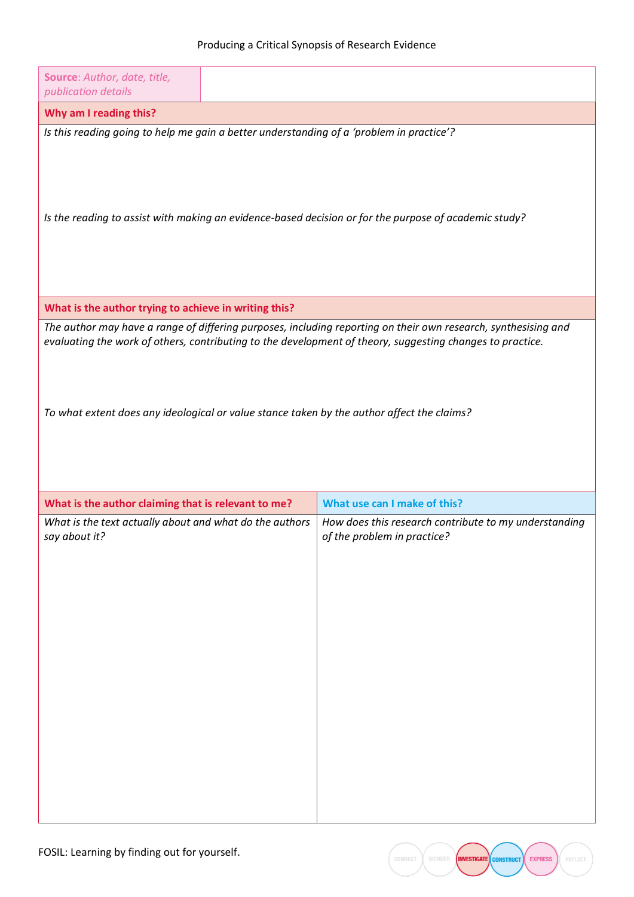# Producing a Critical Synopsis of Research Evidence

| **Source**: *Author, date, title, publication details* | |
|---|---|

## Why am I reading this?

*Is this reading going to help me gain a better understanding of a 'problem in practice'?*

*Is the reading to assist with making an evidence-based decision or for the purpose of academic study?*

## What is the author trying to achieve in writing this?

*The author may have a range of differing purposes, including reporting on their own research, synthesising and evaluating the work of others, contributing to the development of theory, suggesting changes to practice.*

*To what extent does any ideological or value stance taken by the author affect the claims?*

| **What is the author claiming that is relevant to me?** | **What use can I make of this?** |
|---|---|
| *What is the text actually about and what do the authors say about it?* | *How does this research contribute to my understanding of the problem in practice?* |

FOSIL: Learning by finding out for yourself.

CONNECT · WONDER · INVESTIGATE · CONSTRUCT · EXPRESS · REFLECT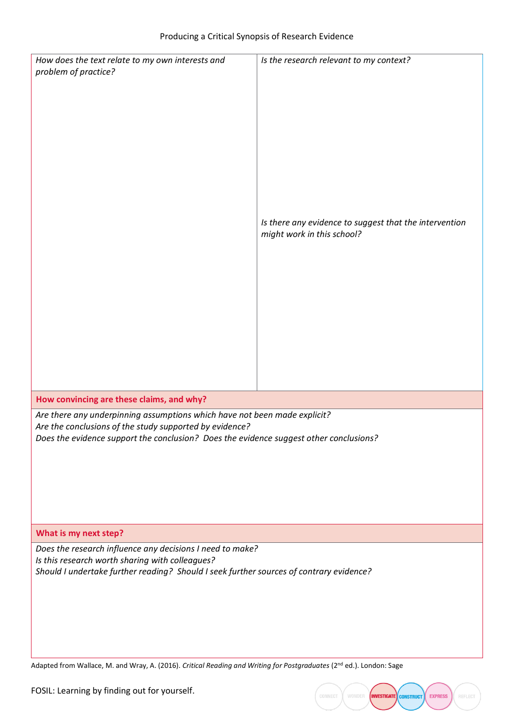Producing a Critical Synopsis of Research Evidence

| *How does the text relate to my own interests and problem of practice?* | *Is the research relevant to my context?* |
|---|---|
| | *Is there any evidence to suggest that the intervention might work in this school?* |

**How convincing are these claims, and why?**

*Are there any underpinning assumptions which have not been made explicit?*
*Are the conclusions of the study supported by evidence?*
*Does the evidence support the conclusion? Does the evidence suggest other conclusions?*

**What is my next step?**

*Does the research influence any decisions I need to make?*
*Is this research worth sharing with colleagues?*
*Should I undertake further reading? Should I seek further sources of contrary evidence?*

Adapted from Wallace, M. and Wray, A. (2016). *Critical Reading and Writing for Postgraduates* (2nd ed.). London: Sage

FOSIL: Learning by finding out for yourself.

CONNECT WONDER INVESTIGATE CONSTRUCT EXPRESS REFLECT